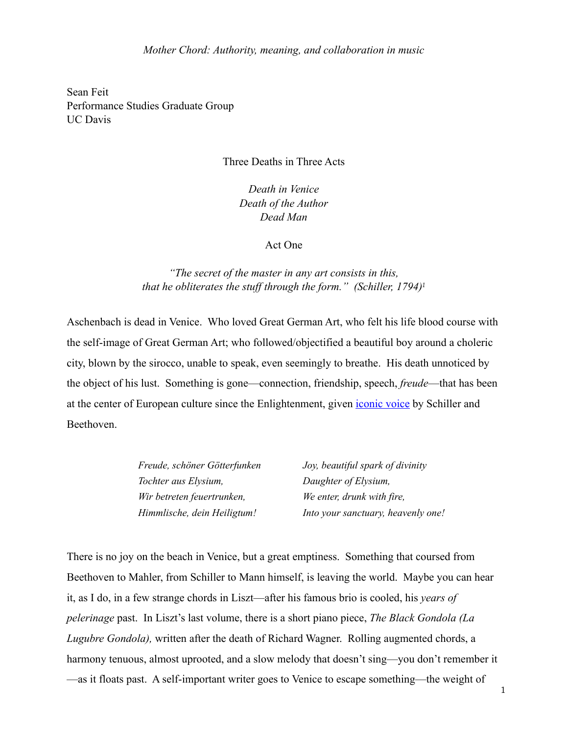*Mother Chord: Authority, meaning, and collaboration in music*

Sean Feit
Performance Studies Graduate Group
UC Davis

Three Deaths in Three Acts

*Death in Venice*
*Death of the Author*
*Dead Man*

## Act One

*"The secret of the master in any art consists in this, that he obliterates the stuff through the form." (Schiller, 1794)*[1]

Aschenbach is dead in Venice. Who loved Great German Art, who felt his life blood course with the self-image of Great German Art; who followed/objectified a beautiful boy around a choleric city, blown by the sirocco, unable to speak, even seemingly to breathe. His death unnoticed by the object of his lust. Something is gone—connection, friendship, speech, *freude*—that has been at the center of European culture since the Enlightenment, given iconic voice by Schiller and Beethoven.

| | |
|---|---|
| *Freude, schöner Götterfunken* | *Joy, beautiful spark of divinity* |
| *Tochter aus Elysium,* | *Daughter of Elysium,* |
| *Wir betreten feuertrunken,* | *We enter, drunk with fire,* |
| *Himmlische, dein Heiligtum!* | *Into your sanctuary, heavenly one!* |

There is no joy on the beach in Venice, but a great emptiness. Something that coursed from Beethoven to Mahler, from Schiller to Mann himself, is leaving the world. Maybe you can hear it, as I do, in a few strange chords in Liszt—after his famous brio is cooled, his *years of pelerinage* past. In Liszt's last volume, there is a short piano piece, *The Black Gondola (La Lugubre Gondola),* written after the death of Richard Wagner. Rolling augmented chords, a harmony tenuous, almost uprooted, and a slow melody that doesn't sing—you don't remember it—as it floats past. A self-important writer goes to Venice to escape something—the weight of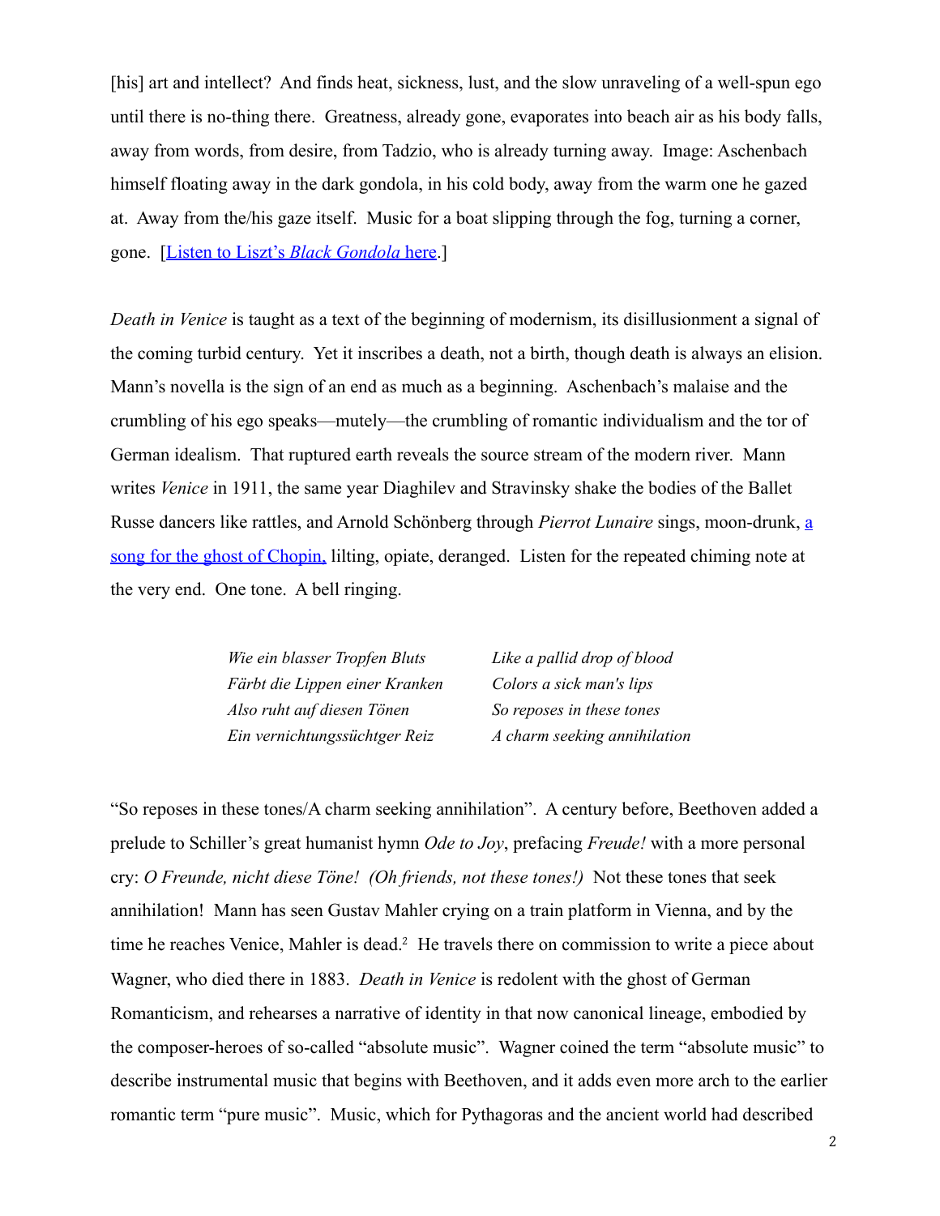[his] art and intellect? And finds heat, sickness, lust, and the slow unraveling of a well-spun ego until there is no-thing there. Greatness, already gone, evaporates into beach air as his body falls, away from words, from desire, from Tadzio, who is already turning away. Image: Aschenbach himself floating away in the dark gondola, in his cold body, away from the warm one he gazed at. Away from the/his gaze itself. Music for a boat slipping through the fog, turning a corner, gone. [Listen to Liszt's *Black Gondola* here.]

*Death in Venice* is taught as a text of the beginning of modernism, its disillusionment a signal of the coming turbid century. Yet it inscribes a death, not a birth, though death is always an elision. Mann's novella is the sign of an end as much as a beginning. Aschenbach's malaise and the crumbling of his ego speaks—mutely—the crumbling of romantic individualism and the tor of German idealism. That ruptured earth reveals the source stream of the modern river. Mann writes *Venice* in 1911, the same year Diaghilev and Stravinsky shake the bodies of the Ballet Russe dancers like rattles, and Arnold Schönberg through *Pierrot Lunaire* sings, moon-drunk, a song for the ghost of Chopin, lilting, opiate, deranged. Listen for the repeated chiming note at the very end. One tone. A bell ringing.

| | |
|---|---|
| *Wie ein blasser Tropfen Bluts* | *Like a pallid drop of blood* |
| *Färbt die Lippen einer Kranken* | *Colors a sick man's lips* |
| *Also ruht auf diesen Tönen* | *So reposes in these tones* |
| *Ein vernichtungssüchtger Reiz* | *A charm seeking annihilation* |

"So reposes in these tones/A charm seeking annihilation". A century before, Beethoven added a prelude to Schiller's great humanist hymn *Ode to Joy*, prefacing *Freude!* with a more personal cry: *O Freunde, nicht diese Töne! (Oh friends, not these tones!)* Not these tones that seek annihilation! Mann has seen Gustav Mahler crying on a train platform in Vienna, and by the time he reaches Venice, Mahler is dead.[2] He travels there on commission to write a piece about Wagner, who died there in 1883. *Death in Venice* is redolent with the ghost of German Romanticism, and rehearses a narrative of identity in that now canonical lineage, embodied by the composer-heroes of so-called "absolute music". Wagner coined the term "absolute music" to describe instrumental music that begins with Beethoven, and it adds even more arch to the earlier romantic term "pure music". Music, which for Pythagoras and the ancient world had described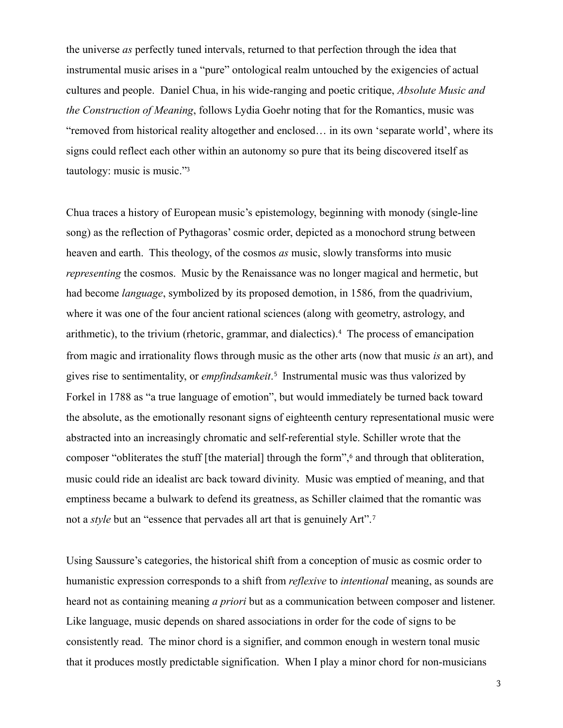the universe *as* perfectly tuned intervals, returned to that perfection through the idea that instrumental music arises in a "pure" ontological realm untouched by the exigencies of actual cultures and people. Daniel Chua, in his wide-ranging and poetic critique, *Absolute Music and the Construction of Meaning*, follows Lydia Goehr noting that for the Romantics, music was "removed from historical reality altogether and enclosed… in its own 'separate world', where its signs could reflect each other within an autonomy so pure that its being discovered itself as tautology: music is music."[3]

Chua traces a history of European music's epistemology, beginning with monody (single-line song) as the reflection of Pythagoras' cosmic order, depicted as a monochord strung between heaven and earth. This theology, of the cosmos *as* music, slowly transforms into music *representing* the cosmos. Music by the Renaissance was no longer magical and hermetic, but had become *language*, symbolized by its proposed demotion, in 1586, from the quadrivium, where it was one of the four ancient rational sciences (along with geometry, astrology, and arithmetic), to the trivium (rhetoric, grammar, and dialectics).[4] The process of emancipation from magic and irrationality flows through music as the other arts (now that music *is* an art), and gives rise to sentimentality, or *empfindsamkeit*.[5] Instrumental music was thus valorized by Forkel in 1788 as "a true language of emotion", but would immediately be turned back toward the absolute, as the emotionally resonant signs of eighteenth century representational music were abstracted into an increasingly chromatic and self-referential style. Schiller wrote that the composer "obliterates the stuff [the material] through the form",[6] and through that obliteration, music could ride an idealist arc back toward divinity. Music was emptied of meaning, and that emptiness became a bulwark to defend its greatness, as Schiller claimed that the romantic was not a *style* but an "essence that pervades all art that is genuinely Art".[7]

Using Saussure's categories, the historical shift from a conception of music as cosmic order to humanistic expression corresponds to a shift from *reflexive* to *intentional* meaning, as sounds are heard not as containing meaning *a priori* but as a communication between composer and listener. Like language, music depends on shared associations in order for the code of signs to be consistently read. The minor chord is a signifier, and common enough in western tonal music that it produces mostly predictable signification. When I play a minor chord for non-musicians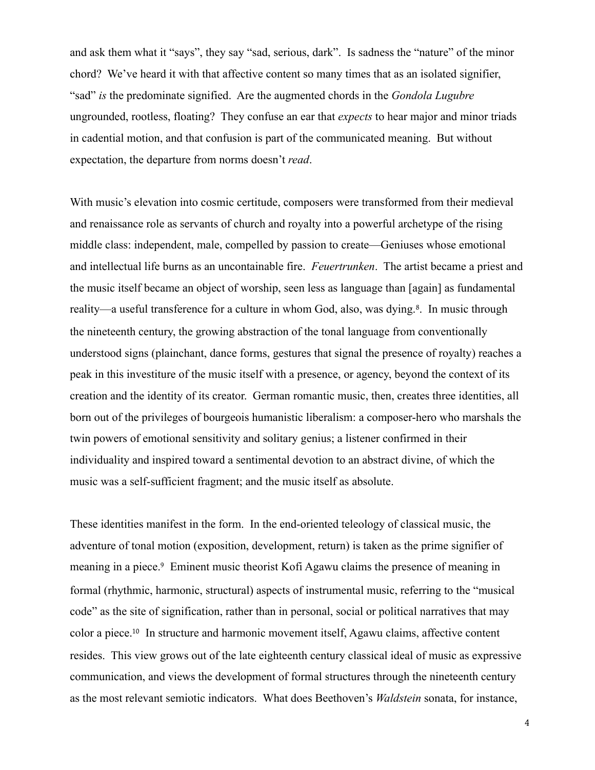and ask them what it "says", they say "sad, serious, dark". Is sadness the "nature" of the minor chord? We've heard it with that affective content so many times that as an isolated signifier, "sad" *is* the predominate signified. Are the augmented chords in the *Gondola Lugubre* ungrounded, rootless, floating? They confuse an ear that *expects* to hear major and minor triads in cadential motion, and that confusion is part of the communicated meaning. But without expectation, the departure from norms doesn't *read*.

With music's elevation into cosmic certitude, composers were transformed from their medieval and renaissance role as servants of church and royalty into a powerful archetype of the rising middle class: independent, male, compelled by passion to create—Geniuses whose emotional and intellectual life burns as an uncontainable fire. *Feuertrunken*. The artist became a priest and the music itself became an object of worship, seen less as language than [again] as fundamental reality—a useful transference for a culture in whom God, also, was dying.[8]. In music through the nineteenth century, the growing abstraction of the tonal language from conventionally understood signs (plainchant, dance forms, gestures that signal the presence of royalty) reaches a peak in this investiture of the music itself with a presence, or agency, beyond the context of its creation and the identity of its creator. German romantic music, then, creates three identities, all born out of the privileges of bourgeois humanistic liberalism: a composer-hero who marshals the twin powers of emotional sensitivity and solitary genius; a listener confirmed in their individuality and inspired toward a sentimental devotion to an abstract divine, of which the music was a self-sufficient fragment; and the music itself as absolute.

These identities manifest in the form. In the end-oriented teleology of classical music, the adventure of tonal motion (exposition, development, return) is taken as the prime signifier of meaning in a piece.[9] Eminent music theorist Kofi Agawu claims the presence of meaning in formal (rhythmic, harmonic, structural) aspects of instrumental music, referring to the "musical code" as the site of signification, rather than in personal, social or political narratives that may color a piece.[10] In structure and harmonic movement itself, Agawu claims, affective content resides. This view grows out of the late eighteenth century classical ideal of music as expressive communication, and views the development of formal structures through the nineteenth century as the most relevant semiotic indicators. What does Beethoven's *Waldstein* sonata, for instance,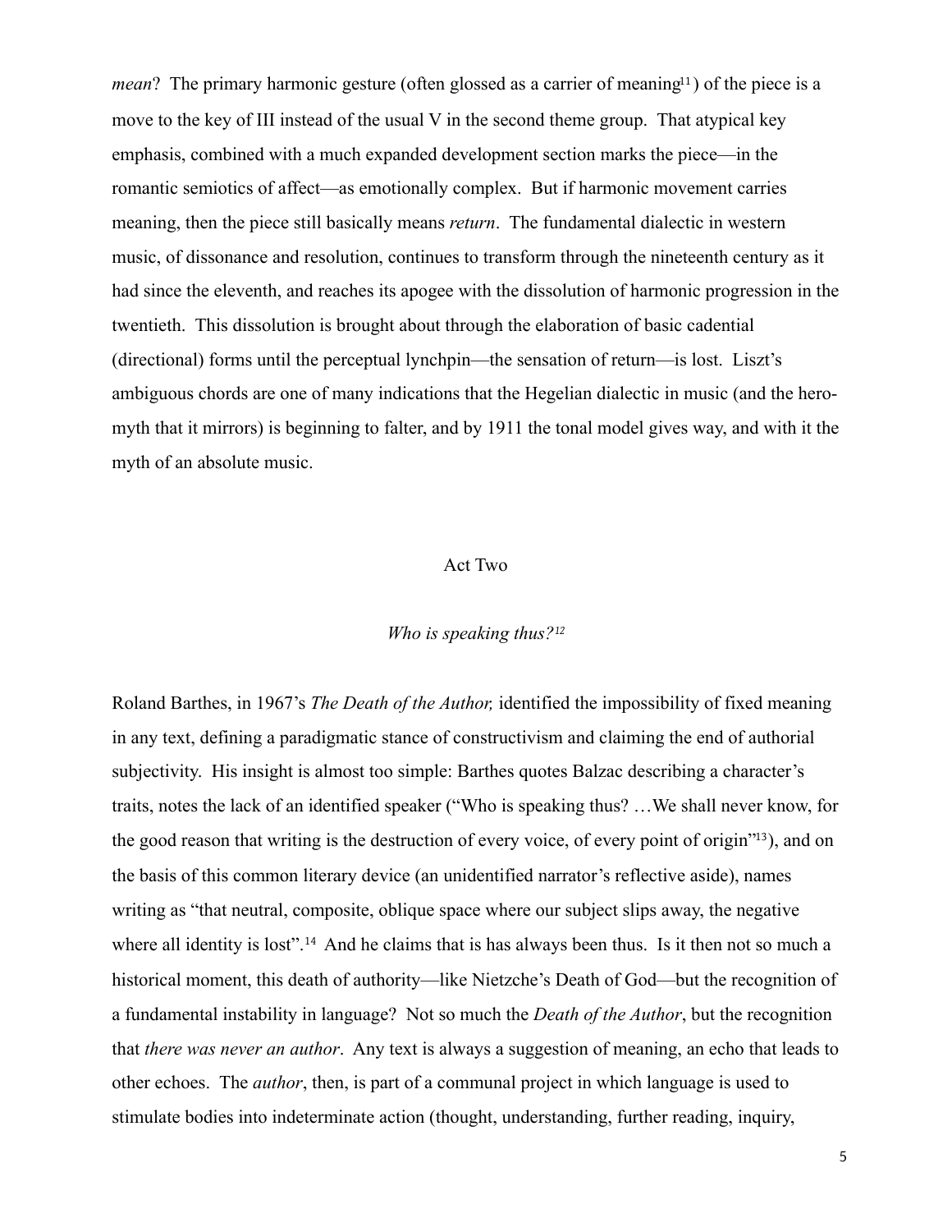*mean*? The primary harmonic gesture (often glossed as a carrier of meaning[11]) of the piece is a move to the key of III instead of the usual V in the second theme group. That atypical key emphasis, combined with a much expanded development section marks the piece—in the romantic semiotics of affect—as emotionally complex. But if harmonic movement carries meaning, then the piece still basically means *return*. The fundamental dialectic in western music, of dissonance and resolution, continues to transform through the nineteenth century as it had since the eleventh, and reaches its apogee with the dissolution of harmonic progression in the twentieth. This dissolution is brought about through the elaboration of basic cadential (directional) forms until the perceptual lynchpin—the sensation of return—is lost. Liszt's ambiguous chords are one of many indications that the Hegelian dialectic in music (and the hero-myth that it mirrors) is beginning to falter, and by 1911 the tonal model gives way, and with it the myth of an absolute music.

## Act Two

### *Who is speaking thus?*[12]

Roland Barthes, in 1967's *The Death of the Author,* identified the impossibility of fixed meaning in any text, defining a paradigmatic stance of constructivism and claiming the end of authorial subjectivity. His insight is almost too simple: Barthes quotes Balzac describing a character's traits, notes the lack of an identified speaker ("Who is speaking thus? …We shall never know, for the good reason that writing is the destruction of every voice, of every point of origin"[13]), and on the basis of this common literary device (an unidentified narrator's reflective aside), names writing as "that neutral, composite, oblique space where our subject slips away, the negative where all identity is lost".[14] And he claims that is has always been thus. Is it then not so much a historical moment, this death of authority—like Nietzche's Death of God—but the recognition of a fundamental instability in language? Not so much the *Death of the Author*, but the recognition that *there was never an author*. Any text is always a suggestion of meaning, an echo that leads to other echoes. The *author*, then, is part of a communal project in which language is used to stimulate bodies into indeterminate action (thought, understanding, further reading, inquiry,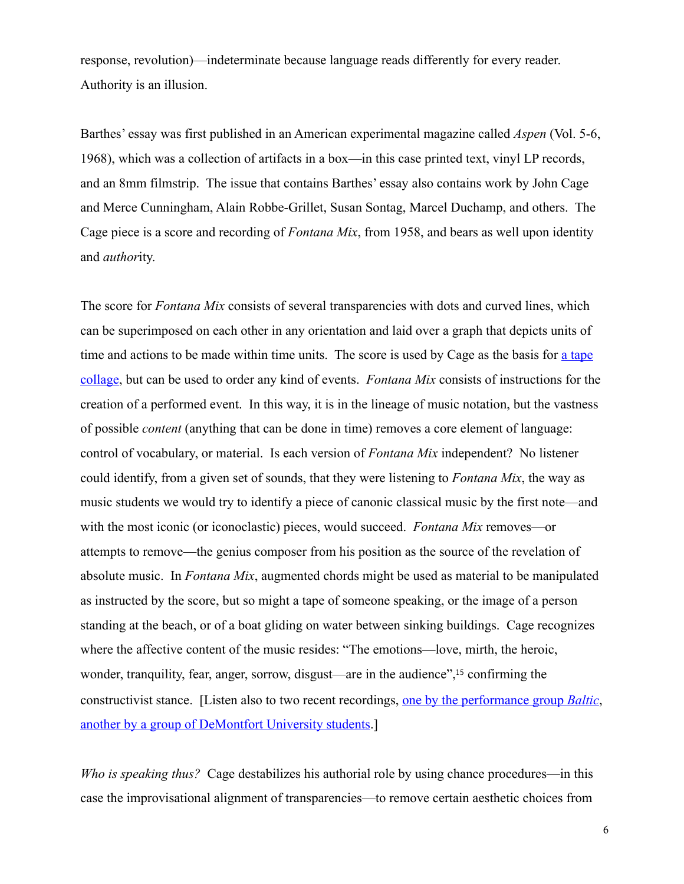response, revolution)—indeterminate because language reads differently for every reader. Authority is an illusion.

Barthes' essay was first published in an American experimental magazine called *Aspen* (Vol. 5-6, 1968), which was a collection of artifacts in a box—in this case printed text, vinyl LP records, and an 8mm filmstrip. The issue that contains Barthes' essay also contains work by John Cage and Merce Cunningham, Alain Robbe-Grillet, Susan Sontag, Marcel Duchamp, and others. The Cage piece is a score and recording of *Fontana Mix*, from 1958, and bears as well upon identity and *author*ity.

The score for *Fontana Mix* consists of several transparencies with dots and curved lines, which can be superimposed on each other in any orientation and laid over a graph that depicts units of time and actions to be made within time units. The score is used by Cage as the basis for a tape collage, but can be used to order any kind of events. *Fontana Mix* consists of instructions for the creation of a performed event. In this way, it is in the lineage of music notation, but the vastness of possible *content* (anything that can be done in time) removes a core element of language: control of vocabulary, or material. Is each version of *Fontana Mix* independent? No listener could identify, from a given set of sounds, that they were listening to *Fontana Mix*, the way as music students we would try to identify a piece of canonic classical music by the first note—and with the most iconic (or iconoclastic) pieces, would succeed. *Fontana Mix* removes—or attempts to remove—the genius composer from his position as the source of the revelation of absolute music. In *Fontana Mix*, augmented chords might be used as material to be manipulated as instructed by the score, but so might a tape of someone speaking, or the image of a person standing at the beach, or of a boat gliding on water between sinking buildings. Cage recognizes where the affective content of the music resides: "The emotions—love, mirth, the heroic, wonder, tranquility, fear, anger, sorrow, disgust—are in the audience",[15] confirming the constructivist stance. [Listen also to two recent recordings, one by the performance group *Baltic*, another by a group of DeMontfort University students.]

*Who is speaking thus?* Cage destabilizes his authorial role by using chance procedures—in this case the improvisational alignment of transparencies—to remove certain aesthetic choices from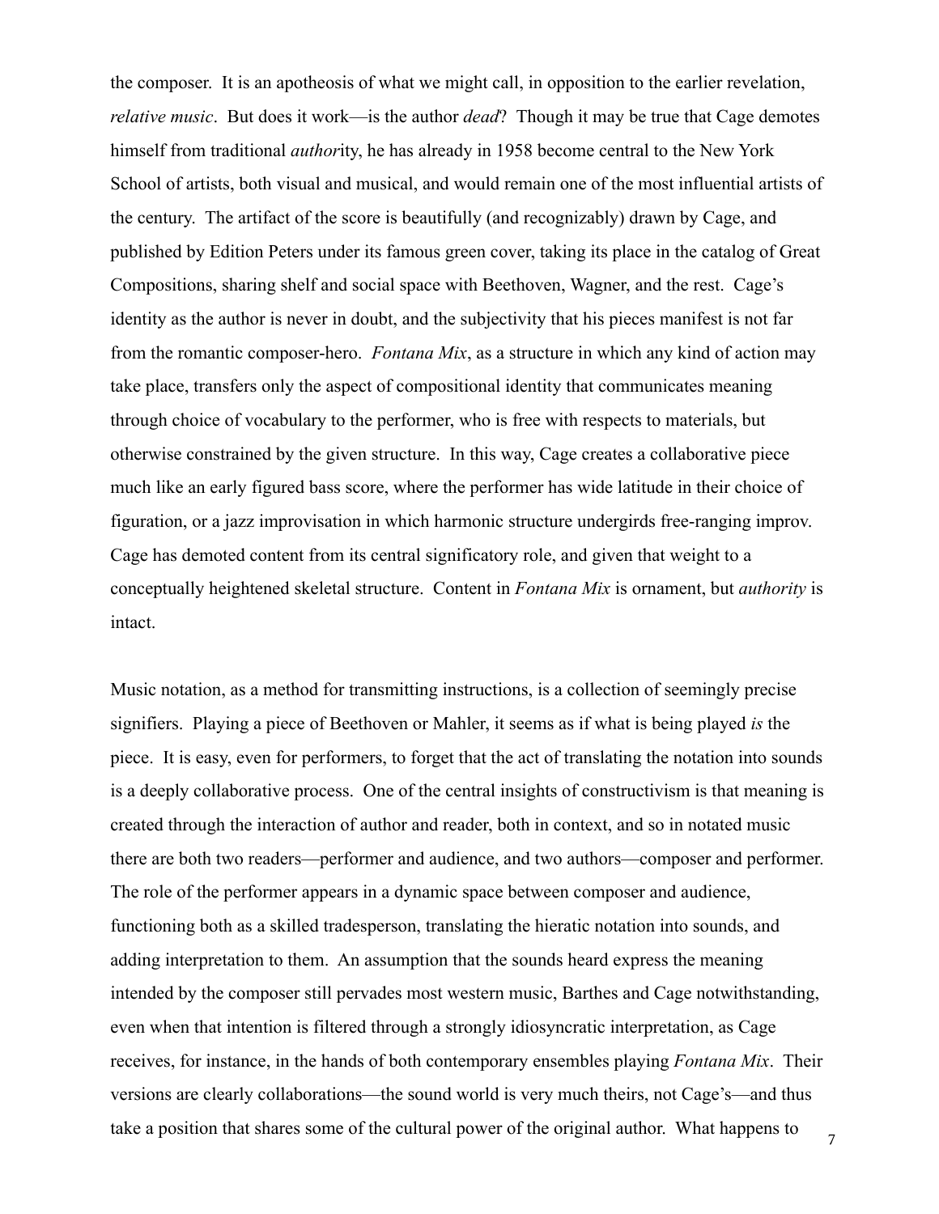the composer. It is an apotheosis of what we might call, in opposition to the earlier revelation, *relative music*. But does it work—is the author *dead*? Though it may be true that Cage demotes himself from traditional *author*ity, he has already in 1958 become central to the New York School of artists, both visual and musical, and would remain one of the most influential artists of the century. The artifact of the score is beautifully (and recognizably) drawn by Cage, and published by Edition Peters under its famous green cover, taking its place in the catalog of Great Compositions, sharing shelf and social space with Beethoven, Wagner, and the rest. Cage's identity as the author is never in doubt, and the subjectivity that his pieces manifest is not far from the romantic composer-hero. *Fontana Mix*, as a structure in which any kind of action may take place, transfers only the aspect of compositional identity that communicates meaning through choice of vocabulary to the performer, who is free with respects to materials, but otherwise constrained by the given structure. In this way, Cage creates a collaborative piece much like an early figured bass score, where the performer has wide latitude in their choice of figuration, or a jazz improvisation in which harmonic structure undergirds free-ranging improv. Cage has demoted content from its central significatory role, and given that weight to a conceptually heightened skeletal structure. Content in *Fontana Mix* is ornament, but *authority* is intact.

Music notation, as a method for transmitting instructions, is a collection of seemingly precise signifiers. Playing a piece of Beethoven or Mahler, it seems as if what is being played *is* the piece. It is easy, even for performers, to forget that the act of translating the notation into sounds is a deeply collaborative process. One of the central insights of constructivism is that meaning is created through the interaction of author and reader, both in context, and so in notated music there are both two readers—performer and audience, and two authors—composer and performer. The role of the performer appears in a dynamic space between composer and audience, functioning both as a skilled tradesperson, translating the hieratic notation into sounds, and adding interpretation to them. An assumption that the sounds heard express the meaning intended by the composer still pervades most western music, Barthes and Cage notwithstanding, even when that intention is filtered through a strongly idiosyncratic interpretation, as Cage receives, for instance, in the hands of both contemporary ensembles playing *Fontana Mix*. Their versions are clearly collaborations—the sound world is very much theirs, not Cage's—and thus take a position that shares some of the cultural power of the original author. What happens to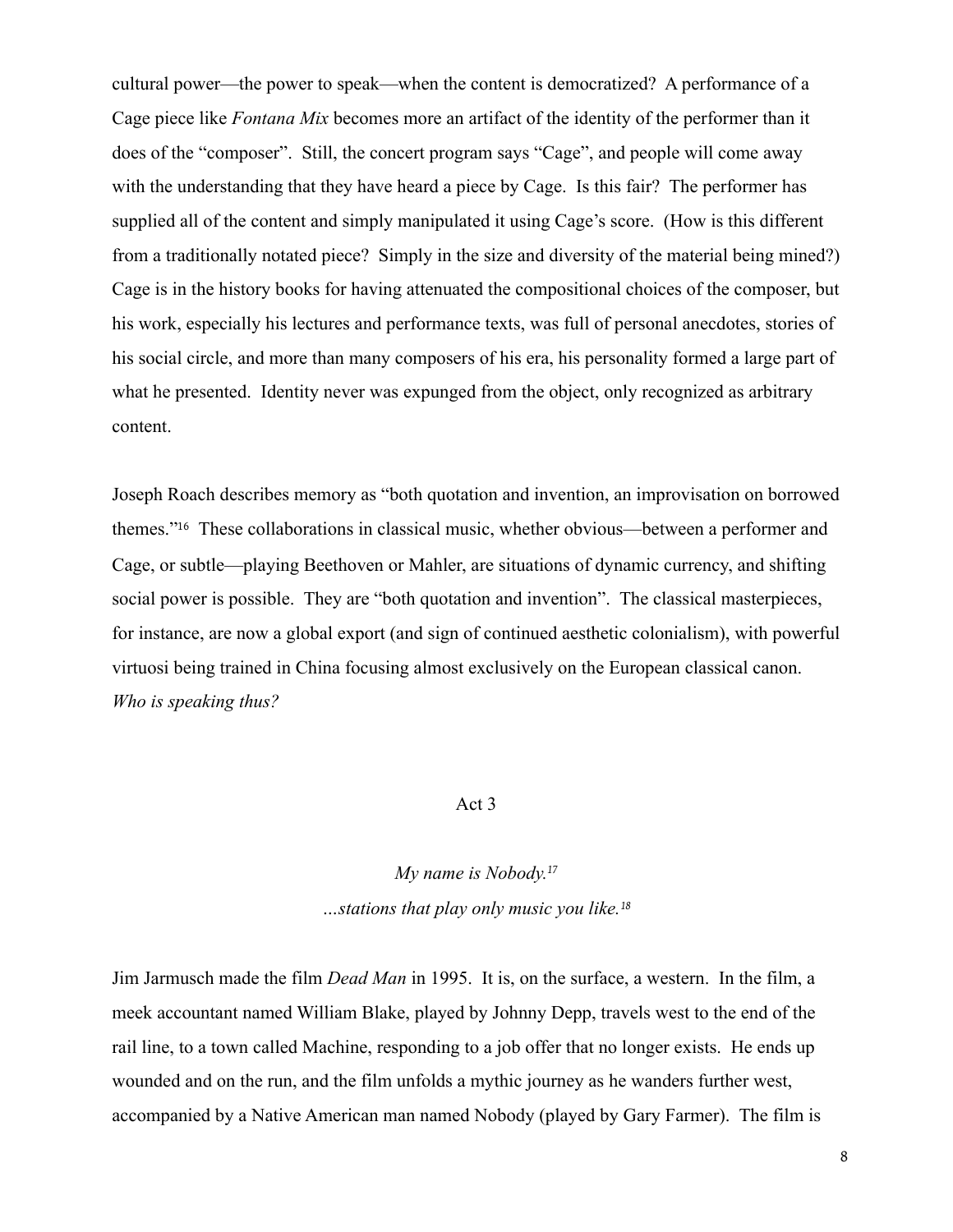cultural power—the power to speak—when the content is democratized? A performance of a Cage piece like *Fontana Mix* becomes more an artifact of the identity of the performer than it does of the "composer". Still, the concert program says "Cage", and people will come away with the understanding that they have heard a piece by Cage. Is this fair? The performer has supplied all of the content and simply manipulated it using Cage's score. (How is this different from a traditionally notated piece? Simply in the size and diversity of the material being mined?) Cage is in the history books for having attenuated the compositional choices of the composer, but his work, especially his lectures and performance texts, was full of personal anecdotes, stories of his social circle, and more than many composers of his era, his personality formed a large part of what he presented. Identity never was expunged from the object, only recognized as arbitrary content.

Joseph Roach describes memory as "both quotation and invention, an improvisation on borrowed themes."[16] These collaborations in classical music, whether obvious—between a performer and Cage, or subtle—playing Beethoven or Mahler, are situations of dynamic currency, and shifting social power is possible. They are "both quotation and invention". The classical masterpieces, for instance, are now a global export (and sign of continued aesthetic colonialism), with powerful virtuosi being trained in China focusing almost exclusively on the European classical canon. *Who is speaking thus?*

## Act 3

*My name is Nobody.*[17]
*…stations that play only music you like.*[18]

Jim Jarmusch made the film *Dead Man* in 1995. It is, on the surface, a western. In the film, a meek accountant named William Blake, played by Johnny Depp, travels west to the end of the rail line, to a town called Machine, responding to a job offer that no longer exists. He ends up wounded and on the run, and the film unfolds a mythic journey as he wanders further west, accompanied by a Native American man named Nobody (played by Gary Farmer). The film is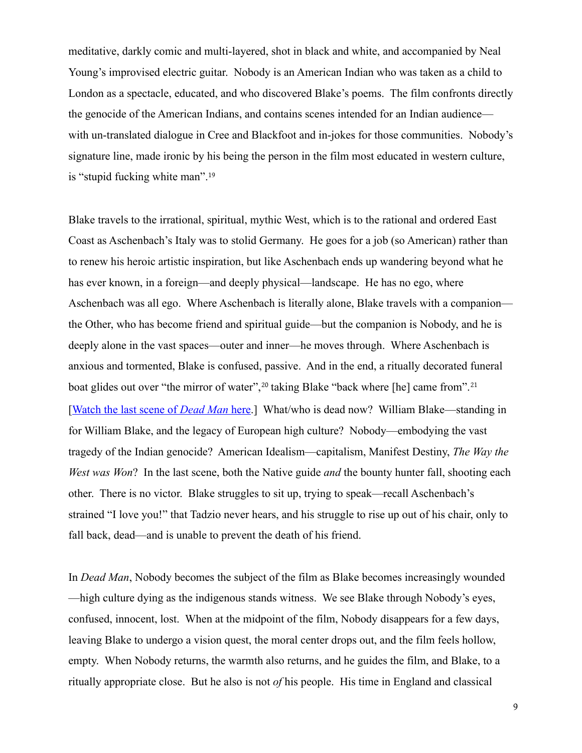meditative, darkly comic and multi-layered, shot in black and white, and accompanied by Neal Young's improvised electric guitar. Nobody is an American Indian who was taken as a child to London as a spectacle, educated, and who discovered Blake's poems. The film confronts directly the genocide of the American Indians, and contains scenes intended for an Indian audience—with un-translated dialogue in Cree and Blackfoot and in-jokes for those communities. Nobody's signature line, made ironic by his being the person in the film most educated in western culture, is "stupid fucking white man".[19]

Blake travels to the irrational, spiritual, mythic West, which is to the rational and ordered East Coast as Aschenbach's Italy was to stolid Germany. He goes for a job (so American) rather than to renew his heroic artistic inspiration, but like Aschenbach ends up wandering beyond what he has ever known, in a foreign—and deeply physical—landscape. He has no ego, where Aschenbach was all ego. Where Aschenbach is literally alone, Blake travels with a companion—the Other, who has become friend and spiritual guide—but the companion is Nobody, and he is deeply alone in the vast spaces—outer and inner—he moves through. Where Aschenbach is anxious and tormented, Blake is confused, passive. And in the end, a ritually decorated funeral boat glides out over "the mirror of water",[20] taking Blake "back where [he] came from".[21] [Watch the last scene of *Dead Man* here.] What/who is dead now? William Blake—standing in for William Blake, and the legacy of European high culture? Nobody—embodying the vast tragedy of the Indian genocide? American Idealism—capitalism, Manifest Destiny, *The Way the West was Won*? In the last scene, both the Native guide *and* the bounty hunter fall, shooting each other. There is no victor. Blake struggles to sit up, trying to speak—recall Aschenbach's strained "I love you!" that Tadzio never hears, and his struggle to rise up out of his chair, only to fall back, dead—and is unable to prevent the death of his friend.

In *Dead Man*, Nobody becomes the subject of the film as Blake becomes increasingly wounded—high culture dying as the indigenous stands witness. We see Blake through Nobody's eyes, confused, innocent, lost. When at the midpoint of the film, Nobody disappears for a few days, leaving Blake to undergo a vision quest, the moral center drops out, and the film feels hollow, empty. When Nobody returns, the warmth also returns, and he guides the film, and Blake, to a ritually appropriate close. But he also is not *of* his people. His time in England and classical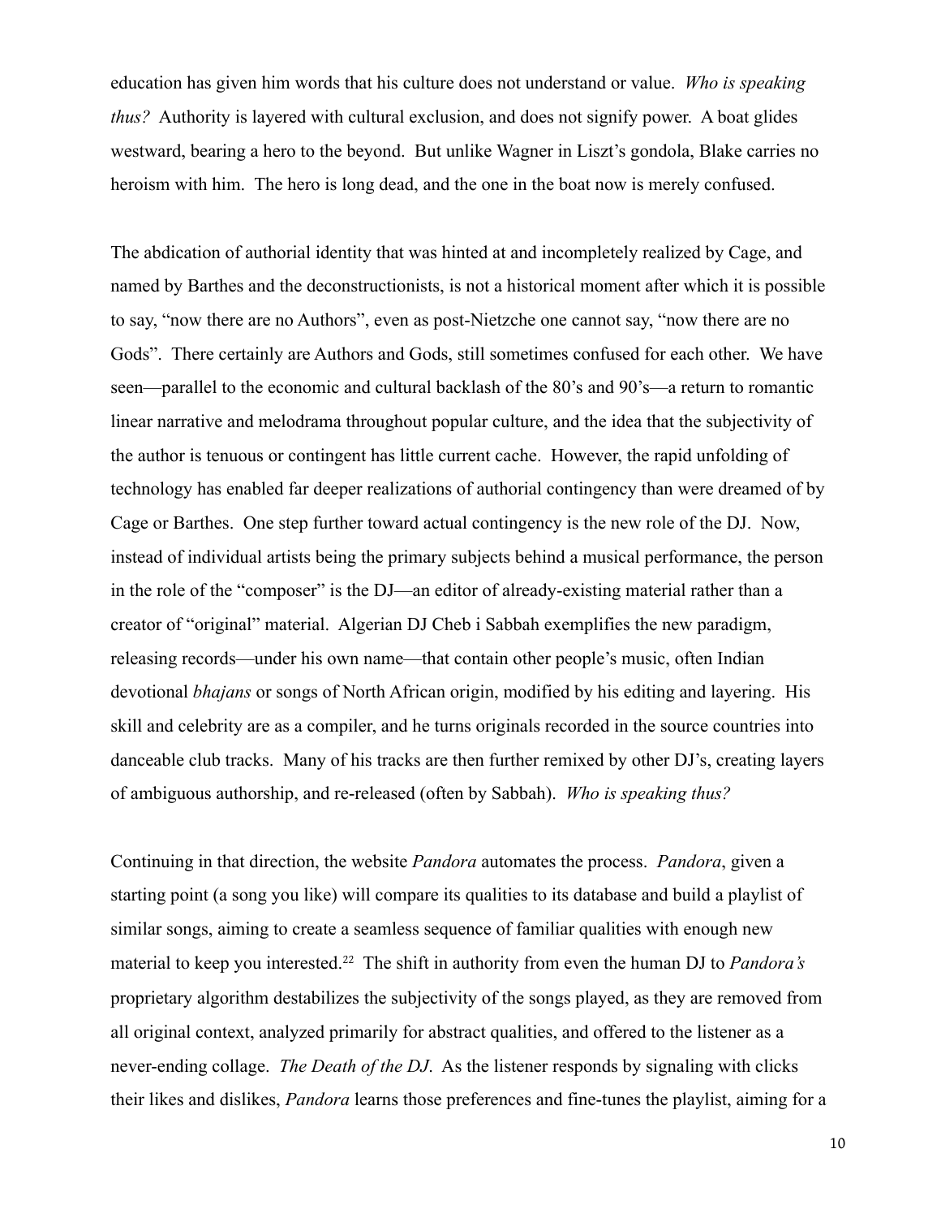education has given him words that his culture does not understand or value. *Who is speaking thus?* Authority is layered with cultural exclusion, and does not signify power. A boat glides westward, bearing a hero to the beyond. But unlike Wagner in Liszt's gondola, Blake carries no heroism with him. The hero is long dead, and the one in the boat now is merely confused.

The abdication of authorial identity that was hinted at and incompletely realized by Cage, and named by Barthes and the deconstructionists, is not a historical moment after which it is possible to say, "now there are no Authors", even as post-Nietzche one cannot say, "now there are no Gods". There certainly are Authors and Gods, still sometimes confused for each other. We have seen—parallel to the economic and cultural backlash of the 80's and 90's—a return to romantic linear narrative and melodrama throughout popular culture, and the idea that the subjectivity of the author is tenuous or contingent has little current cache. However, the rapid unfolding of technology has enabled far deeper realizations of authorial contingency than were dreamed of by Cage or Barthes. One step further toward actual contingency is the new role of the DJ. Now, instead of individual artists being the primary subjects behind a musical performance, the person in the role of the "composer" is the DJ—an editor of already-existing material rather than a creator of "original" material. Algerian DJ Cheb i Sabbah exemplifies the new paradigm, releasing records—under his own name—that contain other people's music, often Indian devotional *bhajans* or songs of North African origin, modified by his editing and layering. His skill and celebrity are as a compiler, and he turns originals recorded in the source countries into danceable club tracks. Many of his tracks are then further remixed by other DJ's, creating layers of ambiguous authorship, and re-released (often by Sabbah). *Who is speaking thus?*

Continuing in that direction, the website *Pandora* automates the process. *Pandora*, given a starting point (a song you like) will compare its qualities to its database and build a playlist of similar songs, aiming to create a seamless sequence of familiar qualities with enough new material to keep you interested.[22] The shift in authority from even the human DJ to *Pandora's* proprietary algorithm destabilizes the subjectivity of the songs played, as they are removed from all original context, analyzed primarily for abstract qualities, and offered to the listener as a never-ending collage. *The Death of the DJ*. As the listener responds by signaling with clicks their likes and dislikes, *Pandora* learns those preferences and fine-tunes the playlist, aiming for a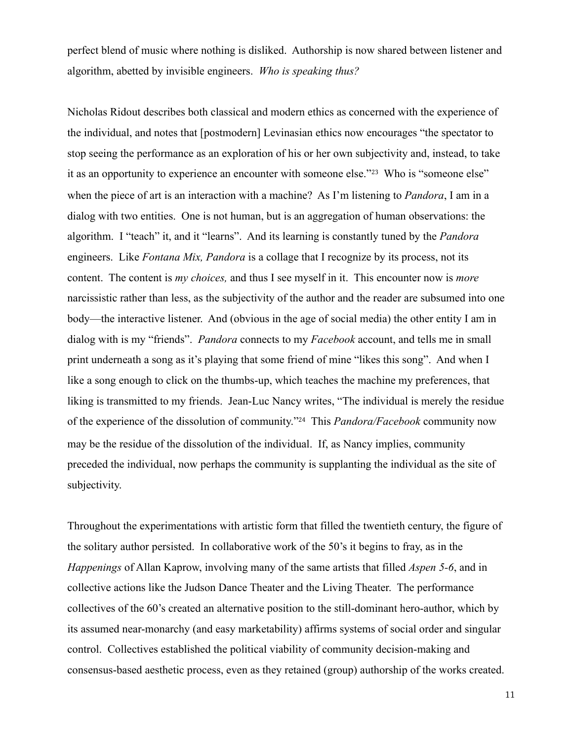perfect blend of music where nothing is disliked. Authorship is now shared between listener and algorithm, abetted by invisible engineers. *Who is speaking thus?*

Nicholas Ridout describes both classical and modern ethics as concerned with the experience of the individual, and notes that [postmodern] Levinasian ethics now encourages "the spectator to stop seeing the performance as an exploration of his or her own subjectivity and, instead, to take it as an opportunity to experience an encounter with someone else."[23] Who is "someone else" when the piece of art is an interaction with a machine? As I'm listening to *Pandora*, I am in a dialog with two entities. One is not human, but is an aggregation of human observations: the algorithm. I "teach" it, and it "learns". And its learning is constantly tuned by the *Pandora* engineers. Like *Fontana Mix, Pandora* is a collage that I recognize by its process, not its content. The content is *my choices,* and thus I see myself in it. This encounter now is *more* narcissistic rather than less, as the subjectivity of the author and the reader are subsumed into one body—the interactive listener. And (obvious in the age of social media) the other entity I am in dialog with is my "friends". *Pandora* connects to my *Facebook* account, and tells me in small print underneath a song as it's playing that some friend of mine "likes this song". And when I like a song enough to click on the thumbs-up, which teaches the machine my preferences, that liking is transmitted to my friends. Jean-Luc Nancy writes, "The individual is merely the residue of the experience of the dissolution of community."[24] This *Pandora/Facebook* community now may be the residue of the dissolution of the individual. If, as Nancy implies, community preceded the individual, now perhaps the community is supplanting the individual as the site of subjectivity.

Throughout the experimentations with artistic form that filled the twentieth century, the figure of the solitary author persisted. In collaborative work of the 50's it begins to fray, as in the *Happenings* of Allan Kaprow, involving many of the same artists that filled *Aspen 5-6*, and in collective actions like the Judson Dance Theater and the Living Theater. The performance collectives of the 60's created an alternative position to the still-dominant hero-author, which by its assumed near-monarchy (and easy marketability) affirms systems of social order and singular control. Collectives established the political viability of community decision-making and consensus-based aesthetic process, even as they retained (group) authorship of the works created.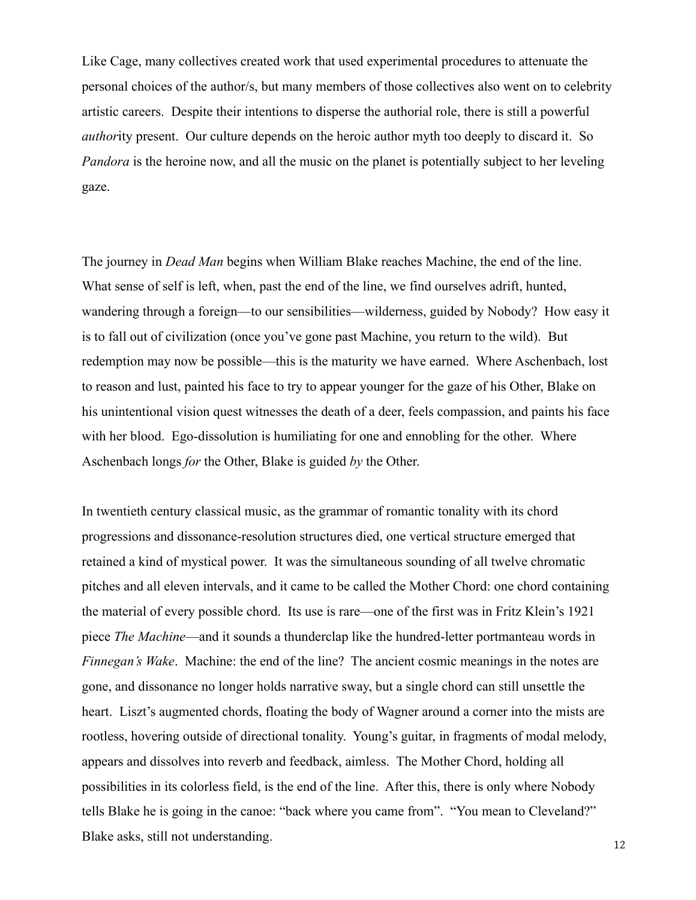Like Cage, many collectives created work that used experimental procedures to attenuate the personal choices of the author/s, but many members of those collectives also went on to celebrity artistic careers. Despite their intentions to disperse the authorial role, there is still a powerful *author*ity present. Our culture depends on the heroic author myth too deeply to discard it. So *Pandora* is the heroine now, and all the music on the planet is potentially subject to her leveling gaze.

The journey in *Dead Man* begins when William Blake reaches Machine, the end of the line. What sense of self is left, when, past the end of the line, we find ourselves adrift, hunted, wandering through a foreign—to our sensibilities—wilderness, guided by Nobody? How easy it is to fall out of civilization (once you've gone past Machine, you return to the wild). But redemption may now be possible—this is the maturity we have earned. Where Aschenbach, lost to reason and lust, painted his face to try to appear younger for the gaze of his Other, Blake on his unintentional vision quest witnesses the death of a deer, feels compassion, and paints his face with her blood. Ego-dissolution is humiliating for one and ennobling for the other. Where Aschenbach longs *for* the Other, Blake is guided *by* the Other.

In twentieth century classical music, as the grammar of romantic tonality with its chord progressions and dissonance-resolution structures died, one vertical structure emerged that retained a kind of mystical power. It was the simultaneous sounding of all twelve chromatic pitches and all eleven intervals, and it came to be called the Mother Chord: one chord containing the material of every possible chord. Its use is rare—one of the first was in Fritz Klein's 1921 piece *The Machine*—and it sounds a thunderclap like the hundred-letter portmanteau words in *Finnegan's Wake*. Machine: the end of the line? The ancient cosmic meanings in the notes are gone, and dissonance no longer holds narrative sway, but a single chord can still unsettle the heart. Liszt's augmented chords, floating the body of Wagner around a corner into the mists are rootless, hovering outside of directional tonality. Young's guitar, in fragments of modal melody, appears and dissolves into reverb and feedback, aimless. The Mother Chord, holding all possibilities in its colorless field, is the end of the line. After this, there is only where Nobody tells Blake he is going in the canoe: "back where you came from". "You mean to Cleveland?" Blake asks, still not understanding.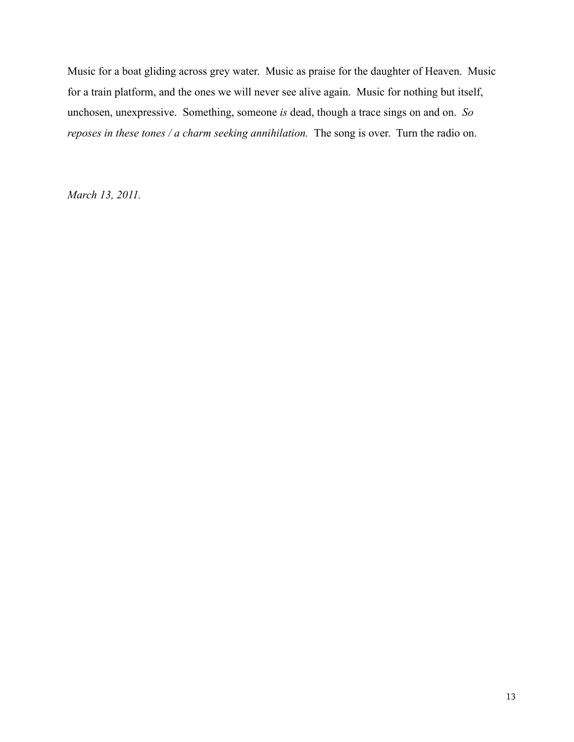Music for a boat gliding across grey water. Music as praise for the daughter of Heaven. Music for a train platform, and the ones we will never see alive again. Music for nothing but itself, unchosen, unexpressive. Something, someone *is* dead, though a trace sings on and on. *So reposes in these tones / a charm seeking annihilation.* The song is over. Turn the radio on.

*March 13, 2011.*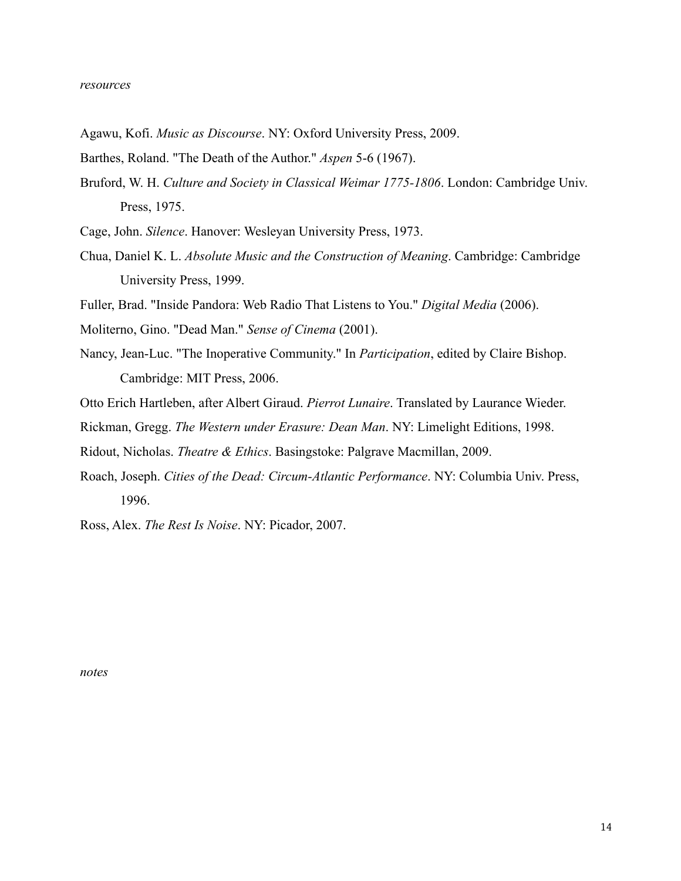*resources*

Agawu, Kofi. *Music as Discourse*. NY: Oxford University Press, 2009.

Barthes, Roland. "The Death of the Author." *Aspen* 5-6 (1967).

Bruford, W. H. *Culture and Society in Classical Weimar 1775-1806*. London: Cambridge Univ. Press, 1975.

Cage, John. *Silence*. Hanover: Wesleyan University Press, 1973.

Chua, Daniel K. L. *Absolute Music and the Construction of Meaning*. Cambridge: Cambridge University Press, 1999.

Fuller, Brad. "Inside Pandora: Web Radio That Listens to You." *Digital Media* (2006).

Moliterno, Gino. "Dead Man." *Sense of Cinema* (2001).

Nancy, Jean-Luc. "The Inoperative Community." In *Participation*, edited by Claire Bishop. Cambridge: MIT Press, 2006.

Otto Erich Hartleben, after Albert Giraud. *Pierrot Lunaire*. Translated by Laurance Wieder.

Rickman, Gregg. *The Western under Erasure: Dean Man*. NY: Limelight Editions, 1998.

Ridout, Nicholas. *Theatre & Ethics*. Basingstoke: Palgrave Macmillan, 2009.

Roach, Joseph. *Cities of the Dead: Circum-Atlantic Performance*. NY: Columbia Univ. Press, 1996.

Ross, Alex. *The Rest Is Noise*. NY: Picador, 2007.

*notes*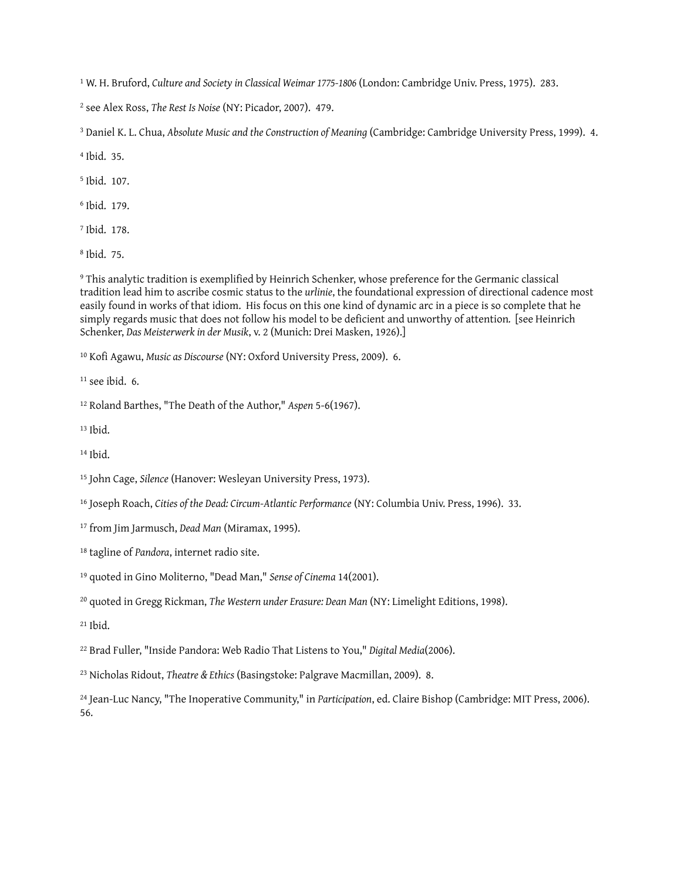[1] W. H. Bruford, *Culture and Society in Classical Weimar 1775-1806* (London: Cambridge Univ. Press, 1975). 283.

[2] see Alex Ross, *The Rest Is Noise* (NY: Picador, 2007). 479.

[3] Daniel K. L. Chua, *Absolute Music and the Construction of Meaning* (Cambridge: Cambridge University Press, 1999). 4.

[4] Ibid. 35.

[5] Ibid. 107.

[6] Ibid. 179.

[7] Ibid. 178.

[8] Ibid. 75.

[9] This analytic tradition is exemplified by Heinrich Schenker, whose preference for the Germanic classical tradition lead him to ascribe cosmic status to the *urlinie*, the foundational expression of directional cadence most easily found in works of that idiom. His focus on this one kind of dynamic arc in a piece is so complete that he simply regards music that does not follow his model to be deficient and unworthy of attention. [see Heinrich Schenker, *Das Meisterwerk in der Musik*, v. 2 (Munich: Drei Masken, 1926).]

[10] Kofi Agawu, *Music as Discourse* (NY: Oxford University Press, 2009). 6.

[11] see ibid. 6.

[12] Roland Barthes, "The Death of the Author," *Aspen* 5-6(1967).

[13] Ibid.

[14] Ibid.

[15] John Cage, *Silence* (Hanover: Wesleyan University Press, 1973).

[16] Joseph Roach, *Cities of the Dead: Circum-Atlantic Performance* (NY: Columbia Univ. Press, 1996). 33.

[17] from Jim Jarmusch, *Dead Man* (Miramax, 1995).

[18] tagline of *Pandora*, internet radio site.

[19] quoted in Gino Moliterno, "Dead Man," *Sense of Cinema* 14(2001).

[20] quoted in Gregg Rickman, *The Western under Erasure: Dean Man* (NY: Limelight Editions, 1998).

[21] Ibid.

[22] Brad Fuller, "Inside Pandora: Web Radio That Listens to You," *Digital Media*(2006).

[23] Nicholas Ridout, *Theatre & Ethics* (Basingstoke: Palgrave Macmillan, 2009). 8.

[24] Jean-Luc Nancy, "The Inoperative Community," in *Participation*, ed. Claire Bishop (Cambridge: MIT Press, 2006). 56.